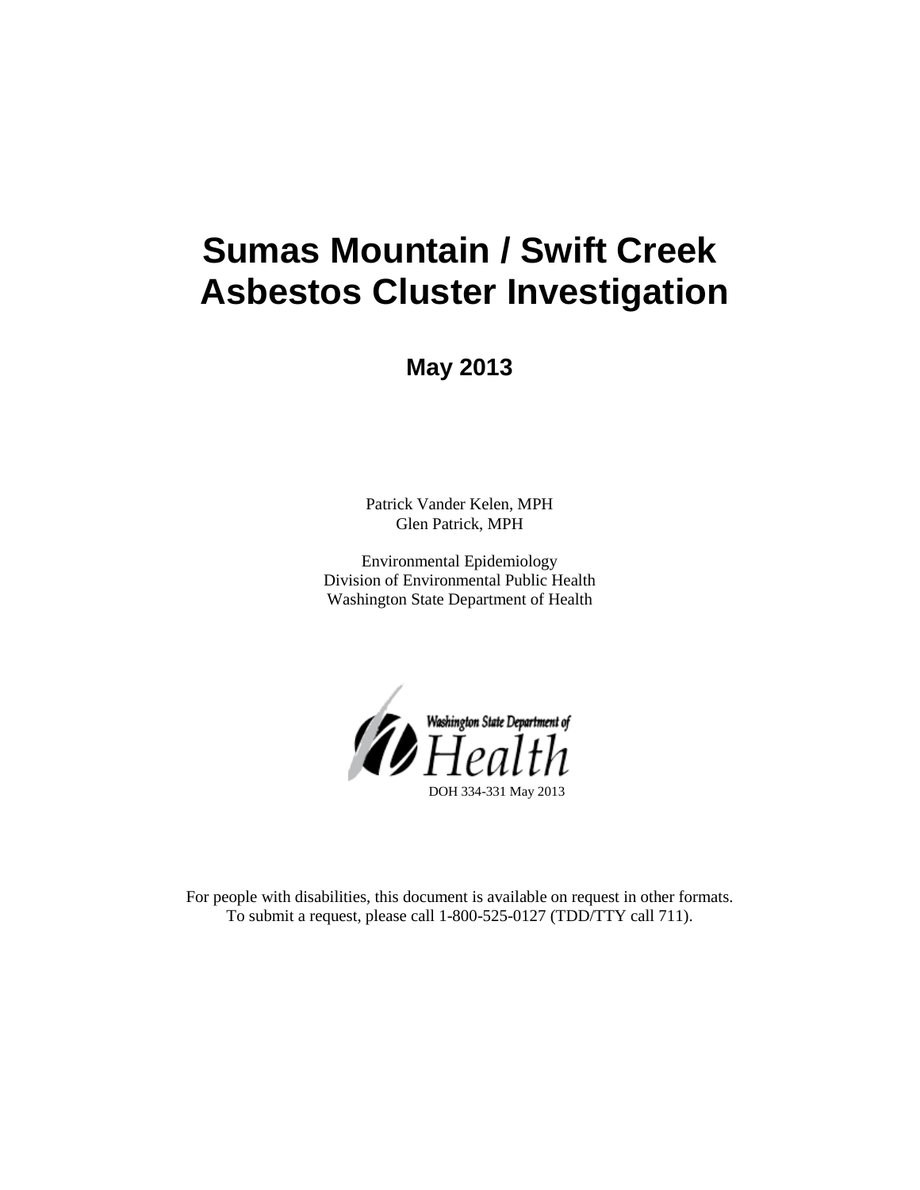# Sumas Mountain / Swift Creek Asbestos Cluster Investigation

**May 2013**

Patrick Vander Kelen, MPH
Glen Patrick, MPH

Environmental Epidemiology
Division of Environmental Public Health
Washington State Department of Health

Washington State Department of Health

DOH 334-331 May 2013

For people with disabilities, this document is available on request in other formats.
To submit a request, please call 1-800-525-0127 (TDD/TTY call 711).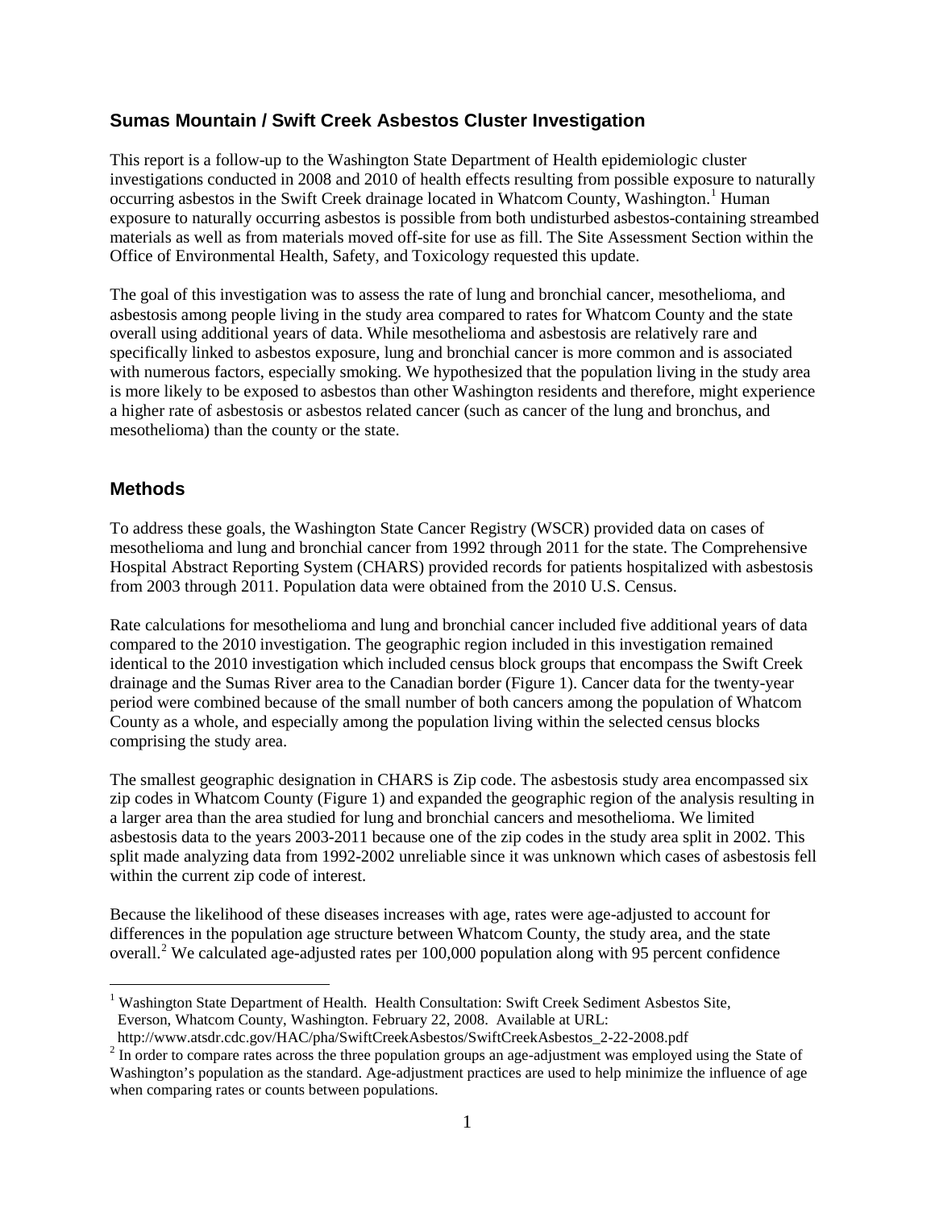## Sumas Mountain / Swift Creek Asbestos Cluster Investigation

This report is a follow-up to the Washington State Department of Health epidemiologic cluster investigations conducted in 2008 and 2010 of health effects resulting from possible exposure to naturally occurring asbestos in the Swift Creek drainage located in Whatcom County, Washington.[1] Human exposure to naturally occurring asbestos is possible from both undisturbed asbestos-containing streambed materials as well as from materials moved off-site for use as fill. The Site Assessment Section within the Office of Environmental Health, Safety, and Toxicology requested this update.

The goal of this investigation was to assess the rate of lung and bronchial cancer, mesothelioma, and asbestosis among people living in the study area compared to rates for Whatcom County and the state overall using additional years of data. While mesothelioma and asbestosis are relatively rare and specifically linked to asbestos exposure, lung and bronchial cancer is more common and is associated with numerous factors, especially smoking. We hypothesized that the population living in the study area is more likely to be exposed to asbestos than other Washington residents and therefore, might experience a higher rate of asbestosis or asbestos related cancer (such as cancer of the lung and bronchus, and mesothelioma) than the county or the state.

## Methods

To address these goals, the Washington State Cancer Registry (WSCR) provided data on cases of mesothelioma and lung and bronchial cancer from 1992 through 2011 for the state. The Comprehensive Hospital Abstract Reporting System (CHARS) provided records for patients hospitalized with asbestosis from 2003 through 2011. Population data were obtained from the 2010 U.S. Census.

Rate calculations for mesothelioma and lung and bronchial cancer included five additional years of data compared to the 2010 investigation. The geographic region included in this investigation remained identical to the 2010 investigation which included census block groups that encompass the Swift Creek drainage and the Sumas River area to the Canadian border (Figure 1). Cancer data for the twenty-year period were combined because of the small number of both cancers among the population of Whatcom County as a whole, and especially among the population living within the selected census blocks comprising the study area.

The smallest geographic designation in CHARS is Zip code. The asbestosis study area encompassed six zip codes in Whatcom County (Figure 1) and expanded the geographic region of the analysis resulting in a larger area than the area studied for lung and bronchial cancers and mesothelioma. We limited asbestosis data to the years 2003-2011 because one of the zip codes in the study area split in 2002. This split made analyzing data from 1992-2002 unreliable since it was unknown which cases of asbestosis fell within the current zip code of interest.

Because the likelihood of these diseases increases with age, rates were age-adjusted to account for differences in the population age structure between Whatcom County, the study area, and the state overall.[2] We calculated age-adjusted rates per 100,000 population along with 95 percent confidence

[1] Washington State Department of Health. Health Consultation: Swift Creek Sediment Asbestos Site, Everson, Whatcom County, Washington. February 22, 2008. Available at URL: http://www.atsdr.cdc.gov/HAC/pha/SwiftCreekAsbestos/SwiftCreekAsbestos_2-22-2008.pdf

[2] In order to compare rates across the three population groups an age-adjustment was employed using the State of Washington's population as the standard. Age-adjustment practices are used to help minimize the influence of age when comparing rates or counts between populations.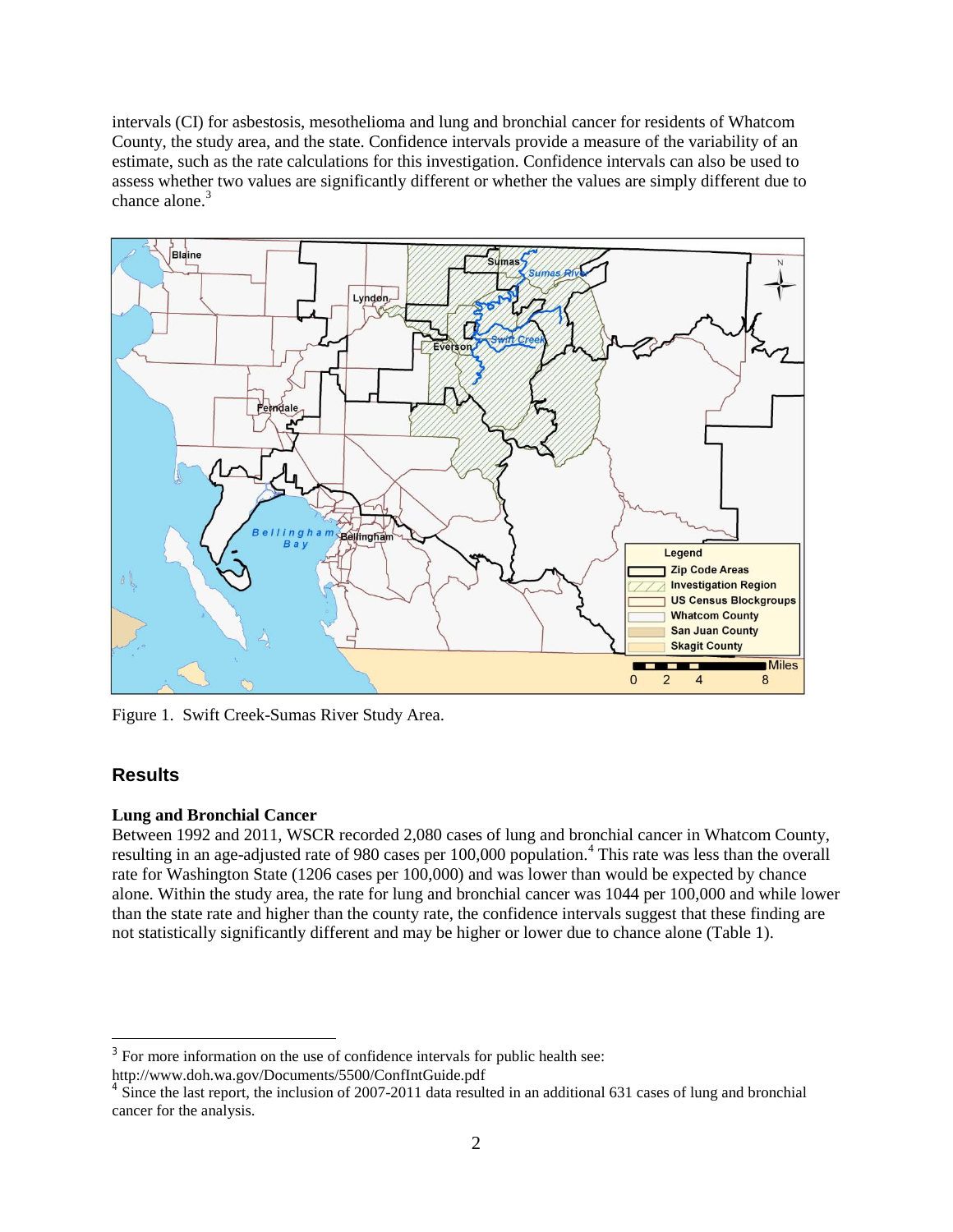intervals (CI) for asbestosis, mesothelioma and lung and bronchial cancer for residents of Whatcom County, the study area, and the state. Confidence intervals provide a measure of the variability of an estimate, such as the rate calculations for this investigation. Confidence intervals can also be used to assess whether two values are significantly different or whether the values are simply different due to chance alone.[3]

Figure 1. Swift Creek-Sumas River Study Area.

## Results

### Lung and Bronchial Cancer

Between 1992 and 2011, WSCR recorded 2,080 cases of lung and bronchial cancer in Whatcom County, resulting in an age-adjusted rate of 980 cases per 100,000 population.[4] This rate was less than the overall rate for Washington State (1206 cases per 100,000) and was lower than would be expected by chance alone. Within the study area, the rate for lung and bronchial cancer was 1044 per 100,000 and while lower than the state rate and higher than the county rate, the confidence intervals suggest that these finding are not statistically significantly different and may be higher or lower due to chance alone (Table 1).

---

[3] For more information on the use of confidence intervals for public health see: http://www.doh.wa.gov/Documents/5500/ConfIntGuide.pdf

[4] Since the last report, the inclusion of 2007-2011 data resulted in an additional 631 cases of lung and bronchial cancer for the analysis.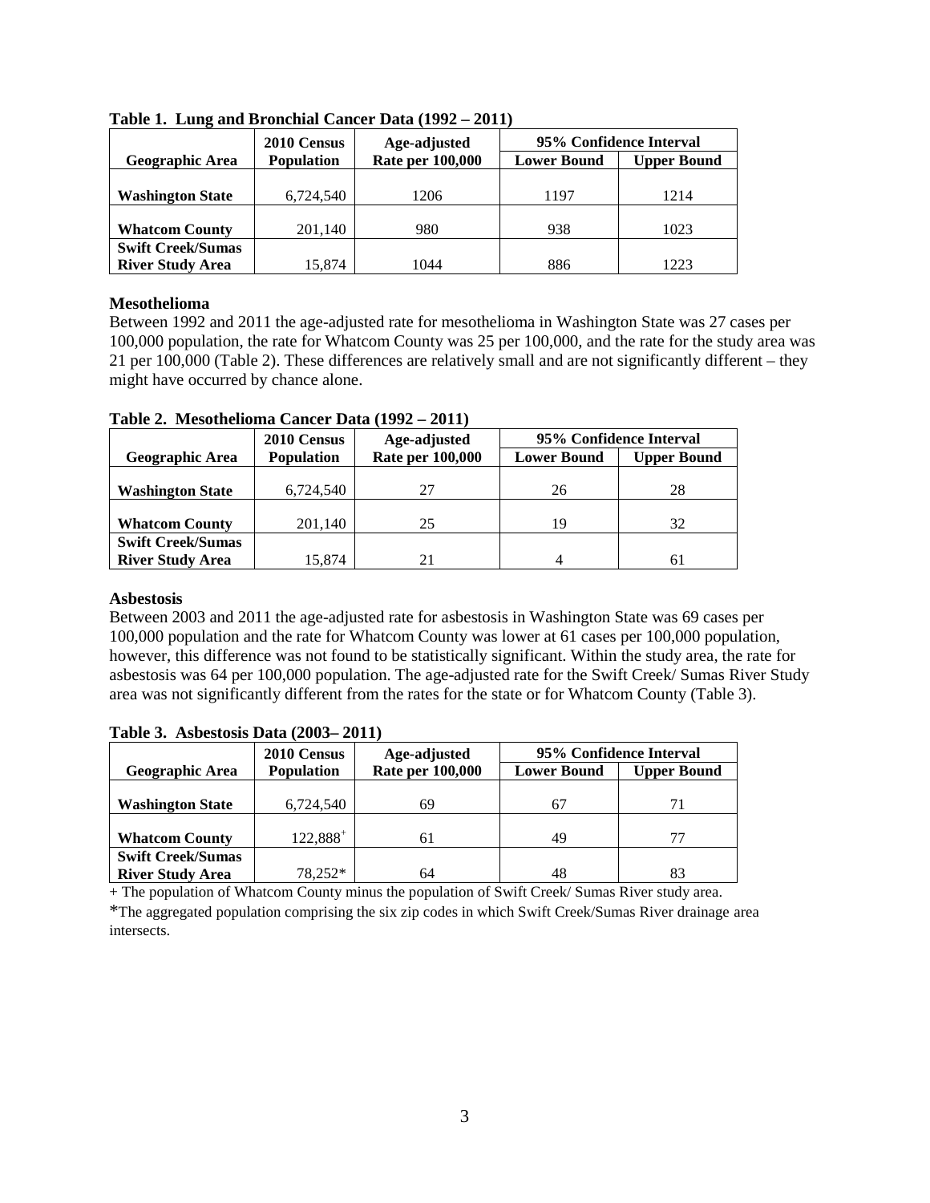**Table 1. Lung and Bronchial Cancer Data (1992 – 2011)**

| Geographic Area | 2010 Census Population | Age-adjusted Rate per 100,000 | 95% Confidence Interval | |
|---|---|---|---|---|
| | | | Lower Bound | Upper Bound |
| Washington State | 6,724,540 | 1206 | 1197 | 1214 |
| Whatcom County | 201,140 | 980 | 938 | 1023 |
| Swift Creek/Sumas River Study Area | 15,874 | 1044 | 886 | 1223 |

### Mesothelioma

Between 1992 and 2011 the age-adjusted rate for mesothelioma in Washington State was 27 cases per 100,000 population, the rate for Whatcom County was 25 per 100,000, and the rate for the study area was 21 per 100,000 (Table 2). These differences are relatively small and are not significantly different – they might have occurred by chance alone.

**Table 2. Mesothelioma Cancer Data (1992 – 2011)**

| Geographic Area | 2010 Census Population | Age-adjusted Rate per 100,000 | 95% Confidence Interval | |
|---|---|---|---|---|
| | | | Lower Bound | Upper Bound |
| Washington State | 6,724,540 | 27 | 26 | 28 |
| Whatcom County | 201,140 | 25 | 19 | 32 |
| Swift Creek/Sumas River Study Area | 15,874 | 21 | 4 | 61 |

### Asbestosis

Between 2003 and 2011 the age-adjusted rate for asbestosis in Washington State was 69 cases per 100,000 population and the rate for Whatcom County was lower at 61 cases per 100,000 population, however, this difference was not found to be statistically significant. Within the study area, the rate for asbestosis was 64 per 100,000 population. The age-adjusted rate for the Swift Creek/ Sumas River Study area was not significantly different from the rates for the state or for Whatcom County (Table 3).

**Table 3. Asbestosis Data (2003– 2011)**

| Geographic Area | 2010 Census Population | Age-adjusted Rate per 100,000 | 95% Confidence Interval | |
|---|---|---|---|---|
| | | | Lower Bound | Upper Bound |
| Washington State | 6,724,540 | 69 | 67 | 71 |
| Whatcom County | 122,888+ | 61 | 49 | 77 |
| Swift Creek/Sumas River Study Area | 78,252* | 64 | 48 | 83 |

+ The population of Whatcom County minus the population of Swift Creek/ Sumas River study area.

*The aggregated population comprising the six zip codes in which Swift Creek/Sumas River drainage area intersects.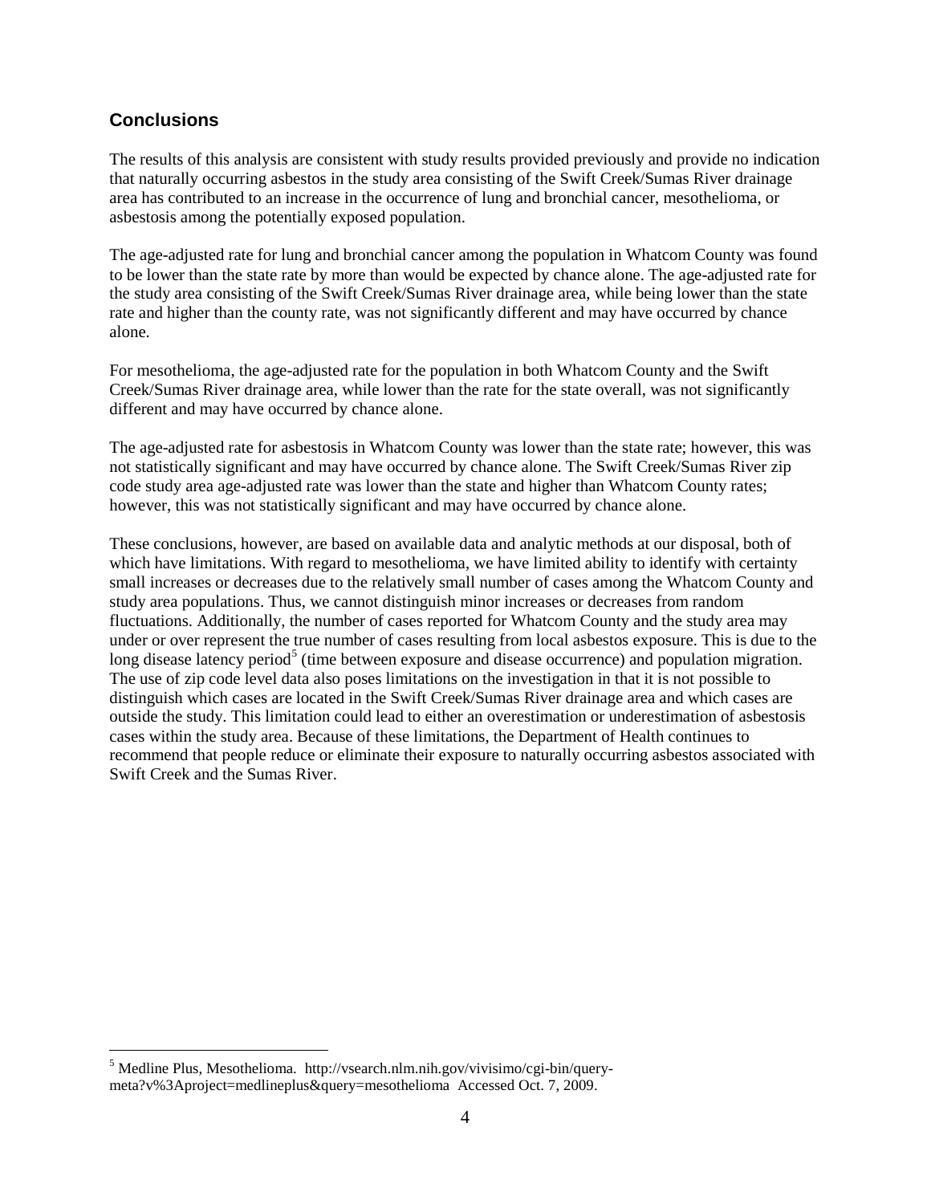## Conclusions

The results of this analysis are consistent with study results provided previously and provide no indication that naturally occurring asbestos in the study area consisting of the Swift Creek/Sumas River drainage area has contributed to an increase in the occurrence of lung and bronchial cancer, mesothelioma, or asbestosis among the potentially exposed population.

The age-adjusted rate for lung and bronchial cancer among the population in Whatcom County was found to be lower than the state rate by more than would be expected by chance alone. The age-adjusted rate for the study area consisting of the Swift Creek/Sumas River drainage area, while being lower than the state rate and higher than the county rate, was not significantly different and may have occurred by chance alone.

For mesothelioma, the age-adjusted rate for the population in both Whatcom County and the Swift Creek/Sumas River drainage area, while lower than the rate for the state overall, was not significantly different and may have occurred by chance alone.

The age-adjusted rate for asbestosis in Whatcom County was lower than the state rate; however, this was not statistically significant and may have occurred by chance alone. The Swift Creek/Sumas River zip code study area age-adjusted rate was lower than the state and higher than Whatcom County rates; however, this was not statistically significant and may have occurred by chance alone.

These conclusions, however, are based on available data and analytic methods at our disposal, both of which have limitations. With regard to mesothelioma, we have limited ability to identify with certainty small increases or decreases due to the relatively small number of cases among the Whatcom County and study area populations. Thus, we cannot distinguish minor increases or decreases from random fluctuations. Additionally, the number of cases reported for Whatcom County and the study area may under or over represent the true number of cases resulting from local asbestos exposure. This is due to the long disease latency period[5] (time between exposure and disease occurrence) and population migration. The use of zip code level data also poses limitations on the investigation in that it is not possible to distinguish which cases are located in the Swift Creek/Sumas River drainage area and which cases are outside the study. This limitation could lead to either an overestimation or underestimation of asbestosis cases within the study area. Because of these limitations, the Department of Health continues to recommend that people reduce or eliminate their exposure to naturally occurring asbestos associated with Swift Creek and the Sumas River.

---

[5] Medline Plus, Mesothelioma. http://vsearch.nlm.nih.gov/vivisimo/cgi-bin/query-meta?v%3Aproject=medlineplus&query=mesothelioma Accessed Oct. 7, 2009.